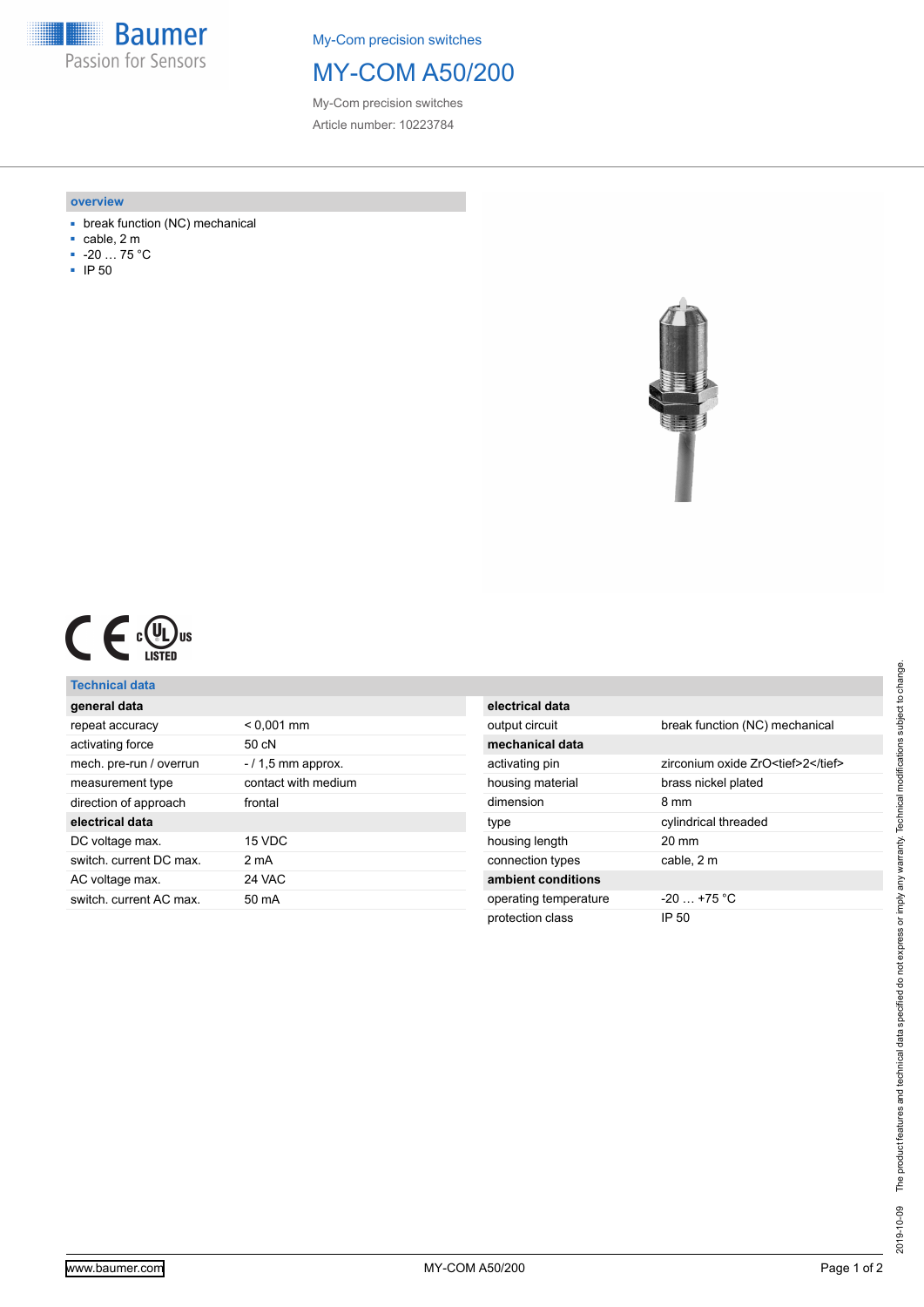My-Com precision switches

# MY-COM A50/200

My-Com precision switches

Article number: 10223784

## overview

- break function (NC) mechanical
- cable, 2 m
- -20 … 75 °C
- IP 50

## Technical data

| general data | |
|---|---|
| repeat accuracy | < 0,001 mm |
| activating force | 50 cN |
| mech. pre-run / overrun | - / 1,5 mm approx. |
| measurement type | contact with medium |
| direction of approach | frontal |
| **electrical data** | |
| DC voltage max. | 15 VDC |
| switch. current DC max. | 2 mA |
| AC voltage max. | 24 VAC |
| switch. current AC max. | 50 mA |

| electrical data | |
|---|---|
| output circuit | break function (NC) mechanical |
| **mechanical data** | |
| activating pin | zirconium oxide ZrO<tief>2</tief> |
| housing material | brass nickel plated |
| dimension | 8 mm |
| type | cylindrical threaded |
| housing length | 20 mm |
| connection types | cable, 2 m |
| **ambient conditions** | |
| operating temperature | -20 … +75 °C |
| protection class | IP 50 |

2019-10-09 The product features and technical data specified do not express or imply any warranty. Technical modifications subject to change.

www.baumer.com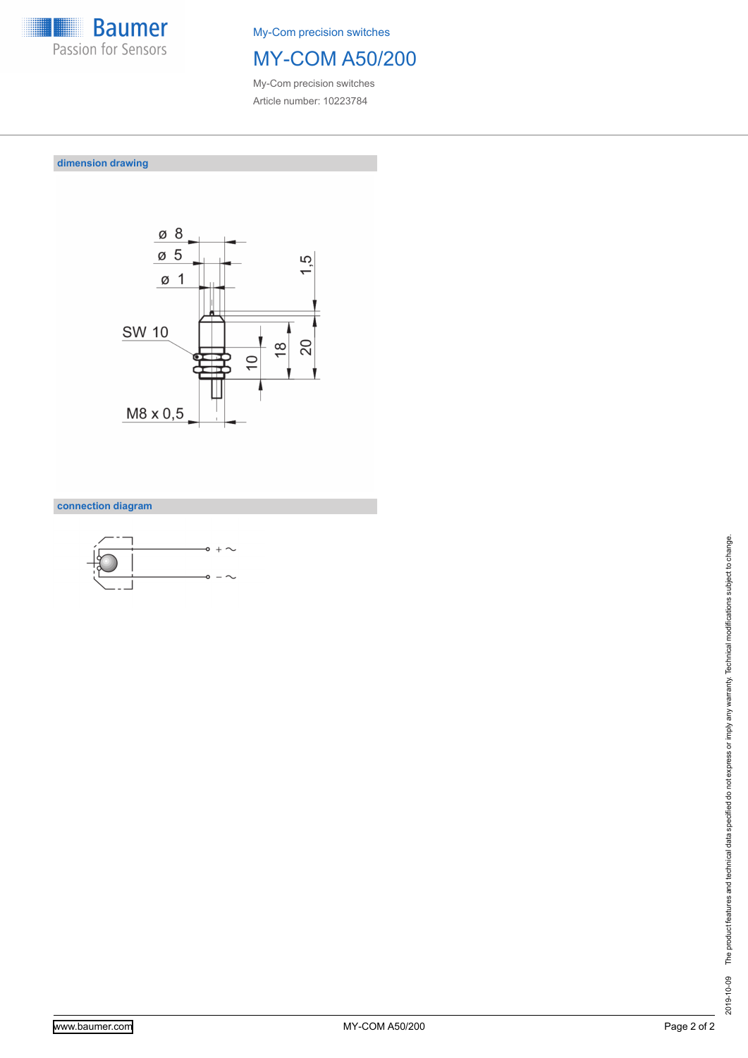My-Com precision switches

# MY-COM A50/200

My-Com precision switches

Article number: 10223784

## dimension drawing

ø 8
ø 5
ø 1
1,5
SW 10
10
18
20
M8 x 0,5

## connection diagram

+ ~
– ~

2019-10-09 The product features and technical data specified do not express or imply any warranty. Technical modifications subject to change.